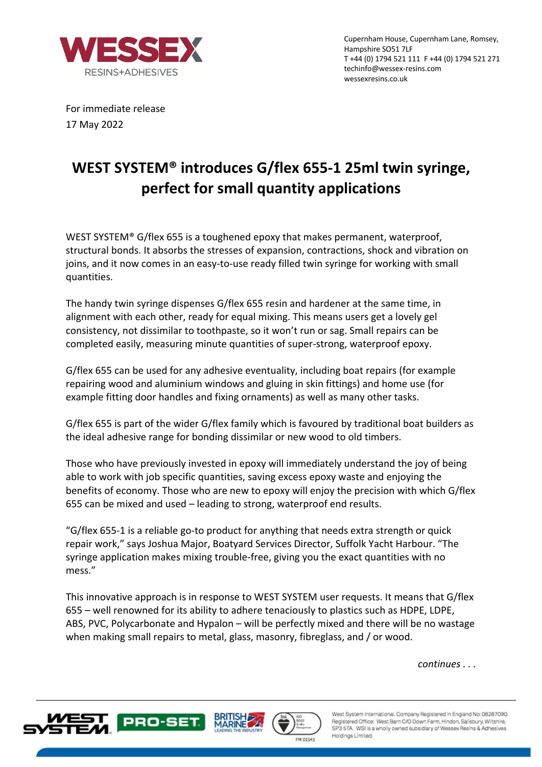Cupernham House, Cupernham Lane, Romsey,
Hampshire SO51 7LF
T +44 (0) 1794 521 111 F +44 (0) 1794 521 271
techinfo@wessex-resins.com
wessexresins.co.uk

For immediate release
17 May 2022

# WEST SYSTEM® introduces G/flex 655-1 25ml twin syringe, perfect for small quantity applications

WEST SYSTEM® G/flex 655 is a toughened epoxy that makes permanent, waterproof, structural bonds. It absorbs the stresses of expansion, contractions, shock and vibration on joins, and it now comes in an easy-to-use ready filled twin syringe for working with small quantities.

The handy twin syringe dispenses G/flex 655 resin and hardener at the same time, in alignment with each other, ready for equal mixing. This means users get a lovely gel consistency, not dissimilar to toothpaste, so it won't run or sag. Small repairs can be completed easily, measuring minute quantities of super-strong, waterproof epoxy.

G/flex 655 can be used for any adhesive eventuality, including boat repairs (for example repairing wood and aluminium windows and gluing in skin fittings) and home use (for example fitting door handles and fixing ornaments) as well as many other tasks.

G/flex 655 is part of the wider G/flex family which is favoured by traditional boat builders as the ideal adhesive range for bonding dissimilar or new wood to old timbers.

Those who have previously invested in epoxy will immediately understand the joy of being able to work with job specific quantities, saving excess epoxy waste and enjoying the benefits of economy. Those who are new to epoxy will enjoy the precision with which G/flex 655 can be mixed and used – leading to strong, waterproof end results.

"G/flex 655-1 is a reliable go-to product for anything that needs extra strength or quick repair work," says Joshua Major, Boatyard Services Director, Suffolk Yacht Harbour. "The syringe application makes mixing trouble-free, giving you the exact quantities with no mess."

This innovative approach is in response to WEST SYSTEM user requests. It means that G/flex 655 – well renowned for its ability to adhere tenaciously to plastics such as HDPE, LDPE, ABS, PVC, Polycarbonate and Hypalon – will be perfectly mixed and there will be no wastage when making small repairs to metal, glass, masonry, fibreglass, and / or wood.

*continues . . .*

West System International. Company Registered in England No: 08287090. Registered Office: West Barn C/O Down Farm, Hindon, Salisbury, Wiltshire, SP3 5TA. WSI is a wholly owned subsidiary of Wessex Resins & Adhesives Holdings Limited.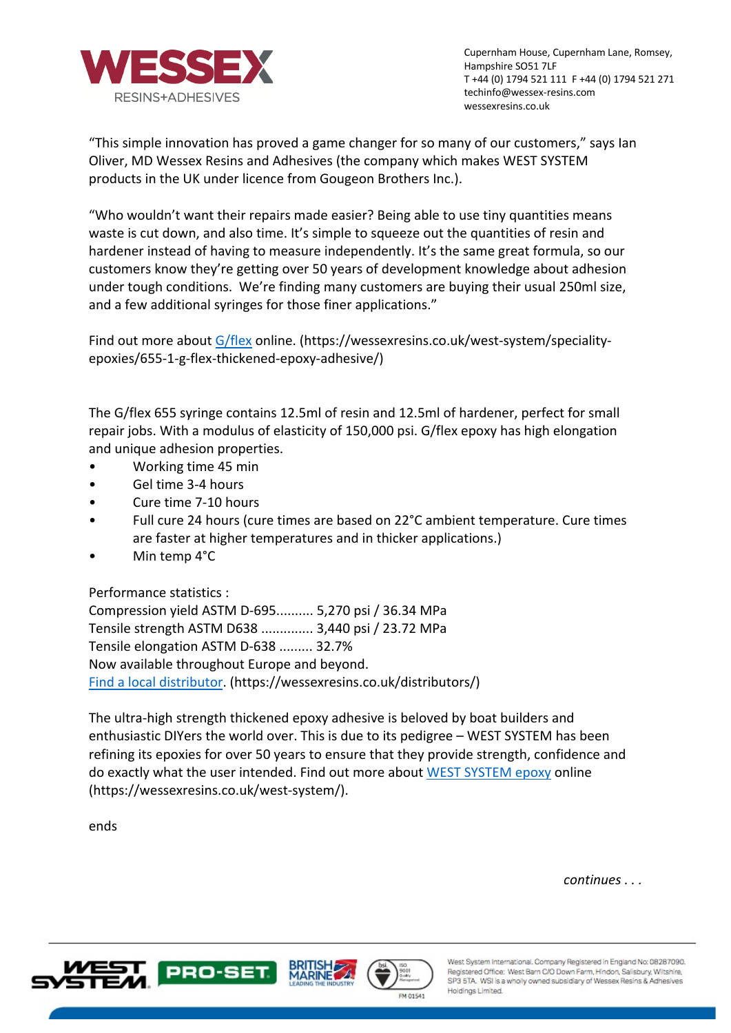"This simple innovation has proved a game changer for so many of our customers," says Ian Oliver, MD Wessex Resins and Adhesives (the company which makes WEST SYSTEM products in the UK under licence from Gougeon Brothers Inc.).

"Who wouldn't want their repairs made easier? Being able to use tiny quantities means waste is cut down, and also time. It's simple to squeeze out the quantities of resin and hardener instead of having to measure independently. It's the same great formula, so our customers know they're getting over 50 years of development knowledge about adhesion under tough conditions. We're finding many customers are buying their usual 250ml size, and a few additional syringes for those finer applications."

Find out more about [G/flex](https://wessexresins.co.uk/west-system/speciality-epoxies/655-1-g-flex-thickened-epoxy-adhesive/) online. (https://wessexresins.co.uk/west-system/speciality-epoxies/655-1-g-flex-thickened-epoxy-adhesive/)

The G/flex 655 syringe contains 12.5ml of resin and 12.5ml of hardener, perfect for small repair jobs. With a modulus of elasticity of 150,000 psi. G/flex epoxy has high elongation and unique adhesion properties.

- Working time 45 min
- Gel time 3-4 hours
- Cure time 7-10 hours
- Full cure 24 hours (cure times are based on 22°C ambient temperature. Cure times are faster at higher temperatures and in thicker applications.)
- Min temp 4°C

Performance statistics :
Compression yield ASTM D-695.......... 5,270 psi / 36.34 MPa
Tensile strength ASTM D638 .............. 3,440 psi / 23.72 MPa
Tensile elongation ASTM D-638 ......... 32.7%
Now available throughout Europe and beyond.
[Find a local distributor](https://wessexresins.co.uk/distributors/). (https://wessexresins.co.uk/distributors/)

The ultra-high strength thickened epoxy adhesive is beloved by boat builders and enthusiastic DIYers the world over. This is due to its pedigree – WEST SYSTEM has been refining its epoxies for over 50 years to ensure that they provide strength, confidence and do exactly what the user intended. Find out more about [WEST SYSTEM epoxy](https://wessexresins.co.uk/west-system/) online (https://wessexresins.co.uk/west-system/).

ends

*continues . . .*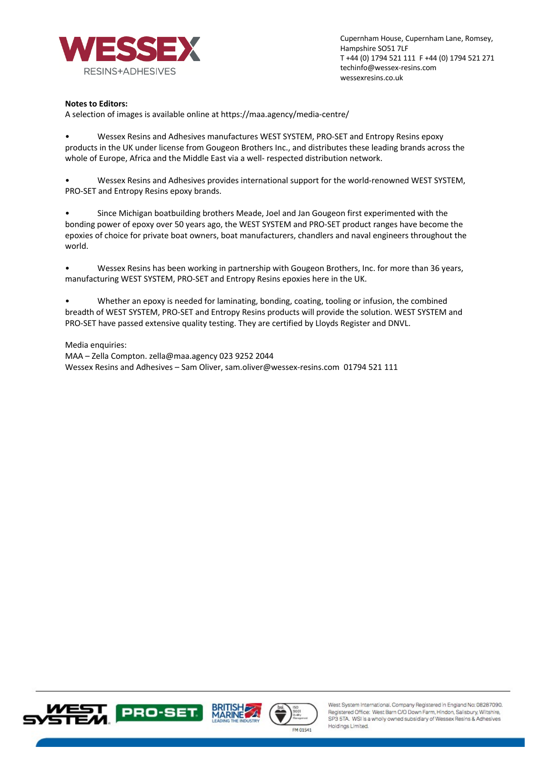Cupernham House, Cupernham Lane, Romsey,
Hampshire SO51 7LF
T +44 (0) 1794 521 111 F +44 (0) 1794 521 271
techinfo@wessex-resins.com
wessexresins.co.uk

**Notes to Editors:**
A selection of images is available online at https://maa.agency/media-centre/

- Wessex Resins and Adhesives manufactures WEST SYSTEM, PRO-SET and Entropy Resins epoxy products in the UK under license from Gougeon Brothers Inc., and distributes these leading brands across the whole of Europe, Africa and the Middle East via a well- respected distribution network.

- Wessex Resins and Adhesives provides international support for the world-renowned WEST SYSTEM, PRO-SET and Entropy Resins epoxy brands.

- Since Michigan boatbuilding brothers Meade, Joel and Jan Gougeon first experimented with the bonding power of epoxy over 50 years ago, the WEST SYSTEM and PRO-SET product ranges have become the epoxies of choice for private boat owners, boat manufacturers, chandlers and naval engineers throughout the world.

- Wessex Resins has been working in partnership with Gougeon Brothers, Inc. for more than 36 years, manufacturing WEST SYSTEM, PRO-SET and Entropy Resins epoxies here in the UK.

- Whether an epoxy is needed for laminating, bonding, coating, tooling or infusion, the combined breadth of WEST SYSTEM, PRO-SET and Entropy Resins products will provide the solution. WEST SYSTEM and PRO-SET have passed extensive quality testing. They are certified by Lloyds Register and DNVL.

Media enquiries:
MAA – Zella Compton. zella@maa.agency 023 9252 2044
Wessex Resins and Adhesives – Sam Oliver, sam.oliver@wessex-resins.com 01794 521 111

West System International. Company Registered in England No: 08287090. Registered Office: West Barn C/O Down Farm, Hindon, Salisbury, Wiltshire, SP3 5TA. WSI is a wholly owned subsidiary of Wessex Resins & Adhesives Holdings Limited.